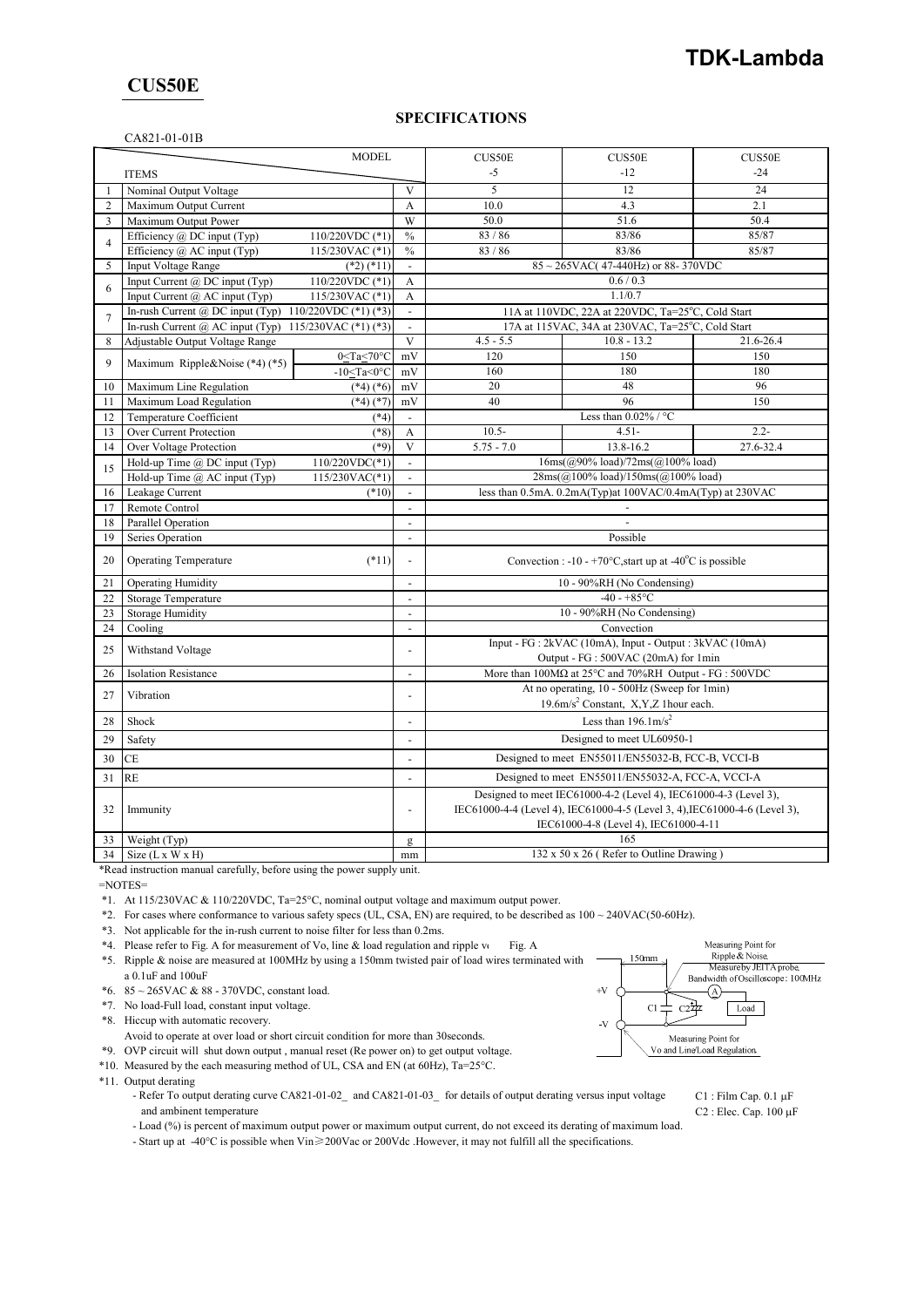# TDK-Lambda

## CUS50E

### SPECIFICATIONS

CA821-01-01B

| No. | ITEMS | | | CUS50E -5 | CUS50E -12 | CUS50E -24 |
|---|---|---|---|---|---|---|
| 1 | Nominal Output Voltage | | V | 5 | 12 | 24 |
| 2 | Maximum Output Current | | A | 10.0 | 4.3 | 2.1 |
| 3 | Maximum Output Power | | W | 50.0 | 51.6 | 50.4 |
| 4 | Efficiency @ DC input (Typ) | 110/220VDC (*1) | % | 83 / 86 | 83/86 | 85/87 |
| | Efficiency @ AC input (Typ) | 115/230VAC (*1) | % | 83 / 86 | 83/86 | 85/87 |
| 5 | Input Voltage Range | (*2) (*11) | - | 85 ~ 265VAC( 47-440Hz) or 88- 370VDC | | |
| 6 | Input Current @ DC input (Typ) | 110/220VDC (*1) | A | 0.6 / 0.3 | | |
| | Input Current @ AC input (Typ) | 115/230VAC (*1) | A | 1.1/0.7 | | |
| 7 | In-rush Current @ DC input (Typ) | 110/220VDC (*1) (*3) | - | 11A at 110VDC, 22A at 220VDC, Ta=25°C, Cold Start | | |
| | In-rush Current @ AC input (Typ) | 115/230VAC (*1) (*3) | - | 17A at 115VAC, 34A at 230VAC, Ta=25°C, Cold Start | | |
| 8 | Adjustable Output Voltage Range | | V | 4.5 - 5.5 | 10.8 - 13.2 | 21.6-26.4 |
| 9 | Maximum Ripple&Noise (*4) (*5) | 0≤Ta≤70°C | mV | 120 | 150 | 150 |
| | | -10≤Ta<0°C | mV | 160 | 180 | 180 |
| 10 | Maximum Line Regulation | (*4) (*6) | mV | 20 | 48 | 96 |
| 11 | Maximum Load Regulation | (*4) (*7) | mV | 40 | 96 | 150 |
| 12 | Temperature Coefficient | (*4) | - | Less than 0.02% / °C | | |
| 13 | Over Current Protection | (*8) | A | 10.5- | 4.51- | 2.2- |
| 14 | Over Voltage Protection | (*9) | V | 5.75 - 7.0 | 13.8-16.2 | 27.6-32.4 |
| 15 | Hold-up Time @ DC input (Typ) | 110/220VDC(*1) | - | 16ms(@90% load)/72ms(@100% load) | | |
| | Hold-up Time @ AC input (Typ) | 115/230VAC(*1) | - | 28ms(@100% load)/150ms(@100% load) | | |
| 16 | Leakage Current | (*10) | - | less than 0.5mA. 0.2mA(Typ)at 100VAC/0.4mA(Typ) at 230VAC | | |
| 17 | Remote Control | | - | - | | |
| 18 | Parallel Operation | | - | - | | |
| 19 | Series Operation | | - | Possible | | |
| 20 | Operating Temperature | (*11) | - | Convection : -10 - +70°C,start up at -40°C is possible | | |
| 21 | Operating Humidity | | - | 10 - 90%RH (No Condensing) | | |
| 22 | Storage Temperature | | - | -40 - +85°C | | |
| 23 | Storage Humidity | | - | 10 - 90%RH (No Condensing) | | |
| 24 | Cooling | | - | Convection | | |
| 25 | Withstand Voltage | | - | Input - FG : 2kVAC (10mA), Input - Output : 3kVAC (10mA) Output - FG : 500VAC (20mA) for 1min | | |
| 26 | Isolation Resistance | | - | More than 100MΩ at 25°C and 70%RH Output - FG : 500VDC | | |
| 27 | Vibration | | - | At no operating, 10 - 500Hz (Sweep for 1min) 19.6m/s² Constant, X,Y,Z 1hour each. | | |
| 28 | Shock | | - | Less than 196.1m/s² | | |
| 29 | Safety | | - | Designed to meet UL60950-1 | | |
| 30 | CE | | - | Designed to meet EN55011/EN55032-B, FCC-B, VCCI-B | | |
| 31 | RE | | - | Designed to meet EN55011/EN55032-A, FCC-A, VCCI-A | | |
| 32 | Immunity | | - | Designed to meet IEC61000-4-2 (Level 4), IEC61000-4-3 (Level 3), IEC61000-4-4 (Level 4), IEC61000-4-5 (Level 3, 4),IEC61000-4-6 (Level 3), IEC61000-4-8 (Level 4), IEC61000-4-11 | | |
| 33 | Weight (Typ) | | g | 165 | | |
| 34 | Size (L x W x H) | | mm | 132 x 50 x 26 ( Refer to Outline Drawing ) | | |

*Read instruction manual carefully, before using the power supply unit.

=NOTES=

*1. At 115/230VAC & 110/220VDC, Ta=25°C, nominal output voltage and maximum output power.

*2. For cases where conformance to various safety specs (UL, CSA, EN) are required, to be described as 100 ~ 240VAC(50-60Hz).

*3. Not applicable for the in-rush current to noise filter for less than 0.2ms.

*4. Please refer to Fig. A for measurement of Vo, line & load regulation and ripple voltage. Fig. A

*5. Ripple & noise are measured at 100MHz by using a 150mm twisted pair of load wires terminated with a 0.1uF and 100uF

*6. 85 ~ 265VAC & 88 - 370VDC, constant load.

*7. No load-Full load, constant input voltage.

*8. Hiccup with automatic recovery.
Avoid to operate at over load or short circuit condition for more than 30seconds.

*9. OVP circuit will shut down output , manual reset (Re power on) to get output voltage.

*10. Measured by the each measuring method of UL, CSA and EN (at 60Hz), Ta=25°C.

*11. Output derating

- Refer To output derating curve CA821-01-02_ and CA821-01-03_ for details of output derating versus input voltage and ambient temperature
- Load (%) is percent of maximum output power or maximum output current, do not exceed its derating of maximum load.
- Start up at -40°C is possible when Vin≧200Vac or 200Vdc .However, it may not fulfill all the specifications.

Measuring Point for Ripple & Noise. Measure by JEITA probe. Bandwidth of Oscilloscope: 100MHz

150mm

+V

-V

C1 C2

A

Load

Measuring Point for Vo and Line/Load Regulation.

C1 : Film Cap. 0.1 μF
C2 : Elec. Cap. 100 μF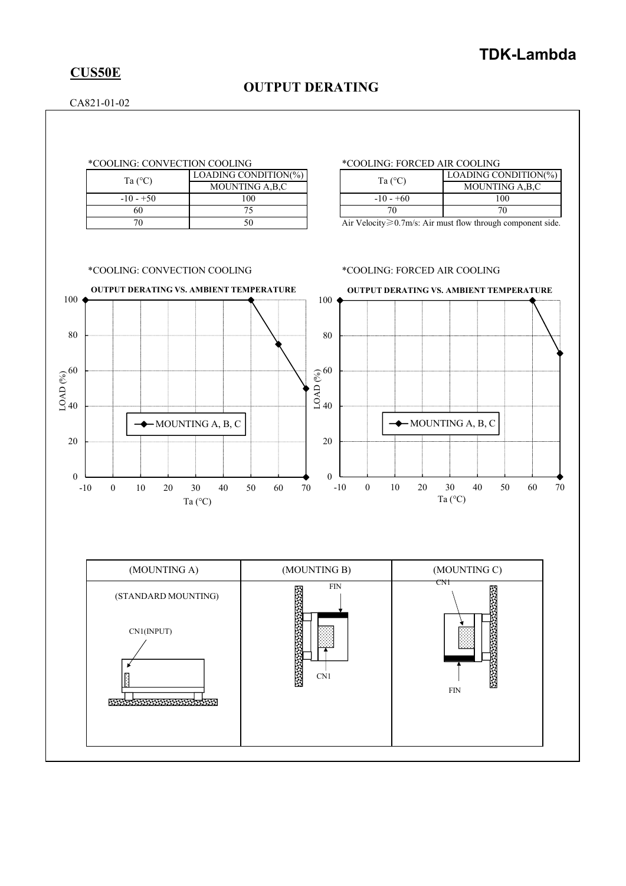**CUS50E**

## OUTPUT DERATING

CA821-01-02

*COOLING: CONVECTION COOLING

| Ta (°C) | LOADING CONDITION(%) |
|---|---|
| | MOUNTING A,B,C |
| -10 - +50 | 100 |
| 60 | 75 |
| 70 | 50 |

*COOLING: FORCED AIR COOLING

| Ta (°C) | LOADING CONDITION(%) |
|---|---|
| | MOUNTING A,B,C |
| -10 - +60 | 100 |
| 70 | 70 |

Air Velocity≧0.7m/s: Air must flow through component side.

*COOLING: CONVECTION COOLING

**OUTPUT DERATING VS. AMBIENT TEMPERATURE**

*COOLING: FORCED AIR COOLING

**OUTPUT DERATING VS. AMBIENT TEMPERATURE**

| (MOUNTING A) | (MOUNTING B) | (MOUNTING C) |
|---|---|---|
| (STANDARD MOUNTING) CN1(INPUT) | FIN CN1 | CN1 FIN |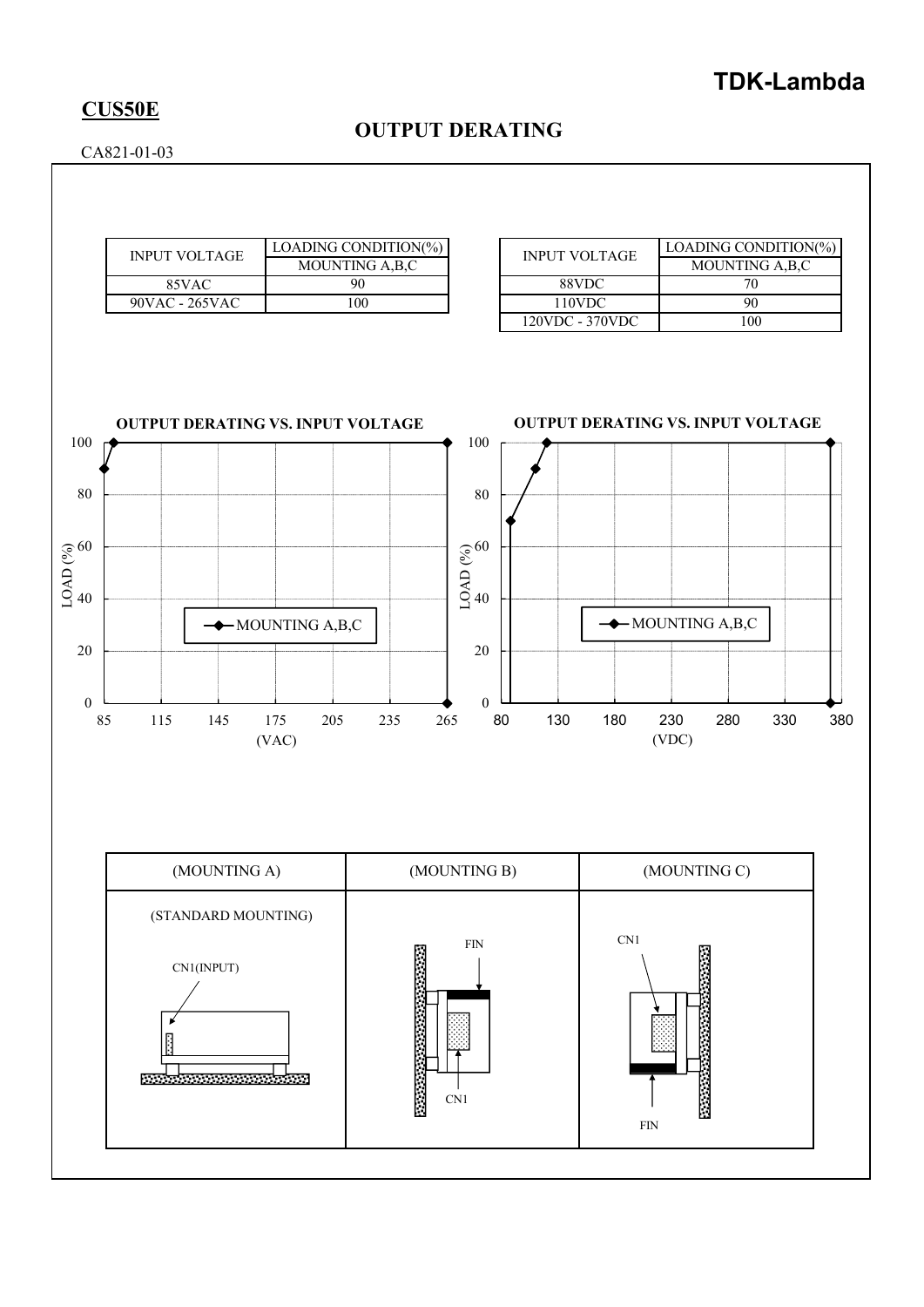**CUS50E**

# OUTPUT DERATING

CA821-01-03

| INPUT VOLTAGE | LOADING CONDITION(%) |
|---|---|
| | MOUNTING A,B,C |
| 85VAC | 90 |
| 90VAC - 265VAC | 100 |

| INPUT VOLTAGE | LOADING CONDITION(%) |
|---|---|
| | MOUNTING A,B,C |
| 88VDC | 70 |
| 110VDC | 90 |
| 120VDC - 370VDC | 100 |

**OUTPUT DERATING VS. INPUT VOLTAGE**

LOAD (%)

0
20
40
60
80
100

85 115 145 175 205 235 265

(VAC)

MOUNTING A,B,C

**OUTPUT DERATING VS. INPUT VOLTAGE**

LOAD (%)

0
20
40
60
80
100

80 130 180 230 280 330 380

(VDC)

MOUNTING A,B,C

(MOUNTING A)

(STANDARD MOUNTING)

CN1(INPUT)

(MOUNTING B)

FIN

CN1

(MOUNTING C)

CN1

FIN